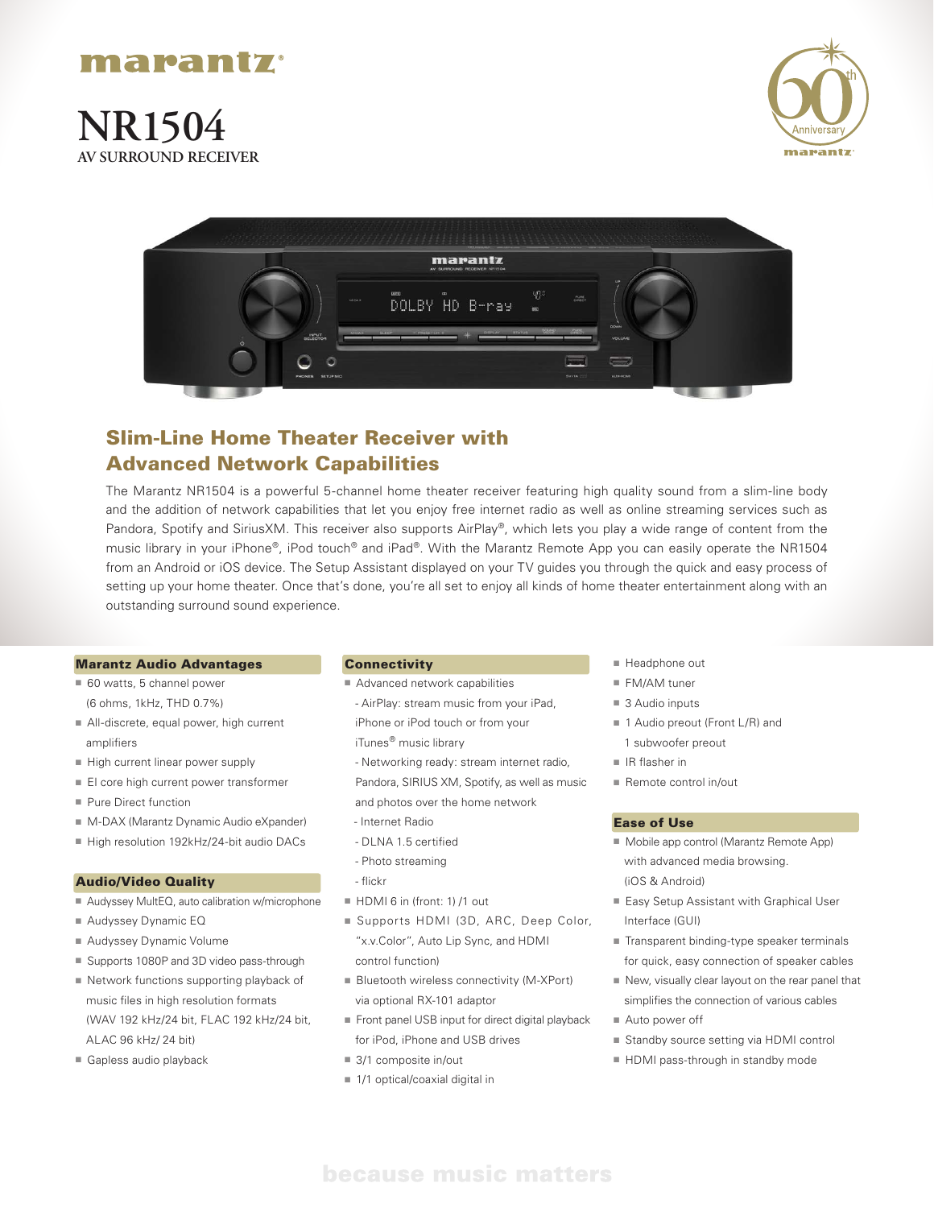marantz

# NR1504

AV SURROUND RECEIVER

60th Anniversary marantz

## Slim-Line Home Theater Receiver with Advanced Network Capabilities

The Marantz NR1504 is a powerful 5-channel home theater receiver featuring high quality sound from a slim-line body and the addition of network capabilities that let you enjoy free internet radio as well as online streaming services such as Pandora, Spotify and SiriusXM. This receiver also supports AirPlay®, which lets you play a wide range of content from the music library in your iPhone®, iPod touch® and iPad®. With the Marantz Remote App you can easily operate the NR1504 from an Android or iOS device. The Setup Assistant displayed on your TV guides you through the quick and easy process of setting up your home theater. Once that's done, you're all set to enjoy all kinds of home theater entertainment along with an outstanding surround sound experience.

### Marantz Audio Advantages

- 60 watts, 5 channel power (6 ohms, 1kHz, THD 0.7%)
- All-discrete, equal power, high current amplifiers
- High current linear power supply
- EI core high current power transformer
- Pure Direct function
- M-DAX (Marantz Dynamic Audio eXpander)
- High resolution 192kHz/24-bit audio DACs

### Audio/Video Quality

- Audyssey MultEQ, auto calibration w/microphone
- Audyssey Dynamic EQ
- Audyssey Dynamic Volume
- Supports 1080P and 3D video pass-through
- Network functions supporting playback of music files in high resolution formats (WAV 192 kHz/24 bit, FLAC 192 kHz/24 bit, ALAC 96 kHz/ 24 bit)
- Gapless audio playback

### Connectivity

- Advanced network capabilities
  - AirPlay: stream music from your iPad, iPhone or iPod touch or from your iTunes® music library
  - Networking ready: stream internet radio, Pandora, SIRIUS XM, Spotify, as well as music and photos over the home network
  - Internet Radio
  - DLNA 1.5 certified
  - Photo streaming
  - flickr
- HDMI 6 in (front: 1) /1 out
- Supports HDMI (3D, ARC, Deep Color, "x.v.Color", Auto Lip Sync, and HDMI control function)
- Bluetooth wireless connectivity (M-XPort) via optional RX-101 adaptor
- Front panel USB input for direct digital playback for iPod, iPhone and USB drives
- 3/1 composite in/out
- 1/1 optical/coaxial digital in
- Headphone out
- FM/AM tuner
- 3 Audio inputs
- 1 Audio preout (Front L/R) and 1 subwoofer preout
- IR flasher in
- Remote control in/out

### Ease of Use

- Mobile app control (Marantz Remote App) with advanced media browsing. (iOS & Android)
- Easy Setup Assistant with Graphical User Interface (GUI)
- Transparent binding-type speaker terminals for quick, easy connection of speaker cables
- New, visually clear layout on the rear panel that simplifies the connection of various cables
- Auto power off
- Standby source setting via HDMI control
- HDMI pass-through in standby mode

because music matters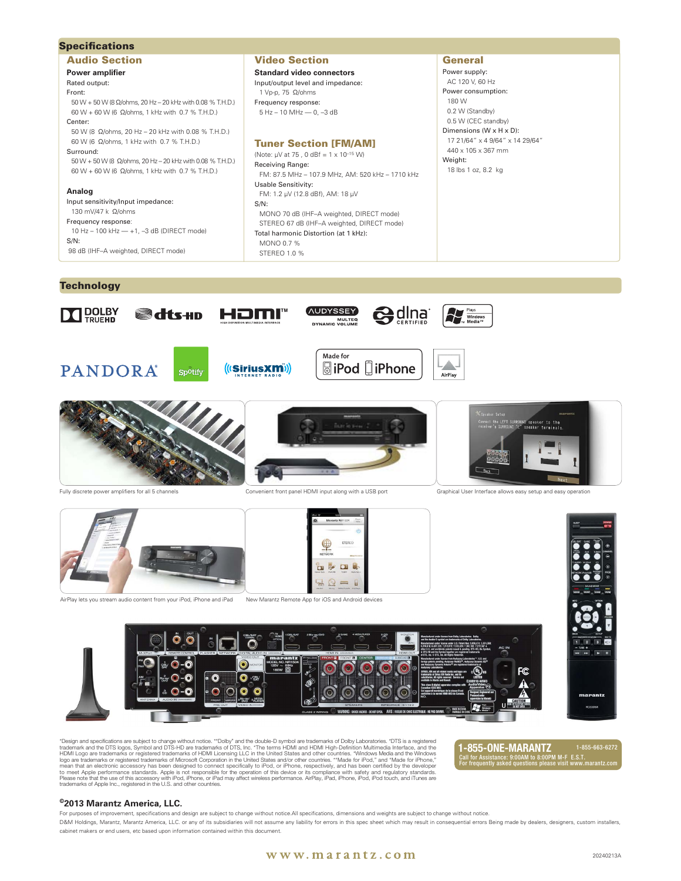## Specifications

### Audio Section

**Power amplifier**

Rated output:

Front:

50 W + 50 W (8 Ω/ohms, 20 Hz – 20 kHz with 0.08 % T.H.D.)

60 W + 60 W (6 Ω/ohms, 1 kHz with 0.7 % T.H.D.)

Center:

50 W (8 Ω/ohms, 20 Hz – 20 kHz with 0.08 % T.H.D.)

60 W (6 Ω/ohms, 1 kHz with 0.7 % T.H.D.)

Surround:

50 W + 50 W (8 Ω/ohms, 20 Hz – 20 kHz with 0.08 % T.H.D.)

60 W + 60 W (6 Ω/ohms, 1 kHz with 0.7 % T.H.D.)

**Analog**

Input sensitivity/Input impedance:

130 mV/47 k Ω/ohms

Frequency response:

10 Hz – 100 kHz — +1, –3 dB (DIRECT mode)

S/N:

98 dB (IHF–A weighted, DIRECT mode)

### Video Section

**Standard video connectors**

Input/output level and impedance:

1 Vp-p, 75 Ω/ohms

Frequency response:

5 Hz – 10 MHz — 0, –3 dB

### Tuner Section [FM/AM]

(Note: μV at 75 , 0 dBf = 1 x $10^{-15}$ W)

Receiving Range:

FM: 87.5 MHz – 107.9 MHz, AM: 520 kHz – 1710 kHz

Usable Sensitivity:

FM: 1.2 μV (12.8 dBf), AM: 18 μV

S/N:

MONO 70 dB (IHF–A weighted, DIRECT mode)

STEREO 67 dB (IHF–A weighted, DIRECT mode)

Total harmonic Distortion (at 1 kHz):

MONO 0.7 %

STEREO 1.0 %

### General

Power supply:

AC 120 V, 60 Hz

Power consumption:

180 W

0.2 W (Standby)

0.5 W (CEC standby)

Dimensions (W x H x D):

17 21/64" x 4 9/64" x 14 29/64"

440 x 105 x 367 mm

Weight:

18 lbs 1 oz, 8.2 kg

## Technology

Fully discrete power amplifiers for all 5 channels

Convenient front panel HDMI input along with a USB port

Graphical User Interface allows easy setup and easy operation

AirPlay lets you stream audio content from your iPod, iPhone and iPad

New Marantz Remote App for iOS and Android devices

*Design and specifications are subject to change without notice. **"Dolby" and the double-D symbol are trademarks of Dolby Laboratories. *DTS is a registered trademark and the DTS logos, Symbol and DTS-HD are trademarks of DTS, Inc. *The terms HDMI and HDMI High-Definition Multimedia Interface, and the HDMI Logo are trademarks or registered trademarks of HDMI Licensing LLC in the United States and other countries. *Windows Media and the Windows logo are trademarks or registered trademarks of Microsoft Corporation in the United States and/or other countries. **"Made for iPod," and "Made for iPhone," mean that an electronic accessory has been designed to connect specifically to iPod, or iPhone, respectively, and has been certified by the developer to meet Apple performance standards. Apple is not responsible for the operation of this device or its compliance with safety and regulatory standards. Please note that the use of this accessory with iPod, iPhone, or iPad may affect wireless performance. AirPlay, iPad, iPhone, iPod, iPod touch, and iTunes are trademarks of Apple Inc., registered in the U.S. and other countries.

**1-855-ONE-MARANTZ** 1-855-663-6272

Call for Assistance: 9:00AM to 8:00PM M-F E.S.T.

For frequently asked questions please visit www.marantz.com

**©2013 Marantz America, LLC.**

For purposes of improvement, specifications and design are subject to change without notice.All specifications, dimensions and weights are subject to change without notice.

D&M Holdings, Marantz, Marantz America, LLC. or any of its subsidiaries will not assume any liability for errors in this spec sheet which may result in consequential errors Being made by dealers, designers, custom installers, cabinet makers or end users, etc based upon information contained within this document.

www.marantz.com

20240213A